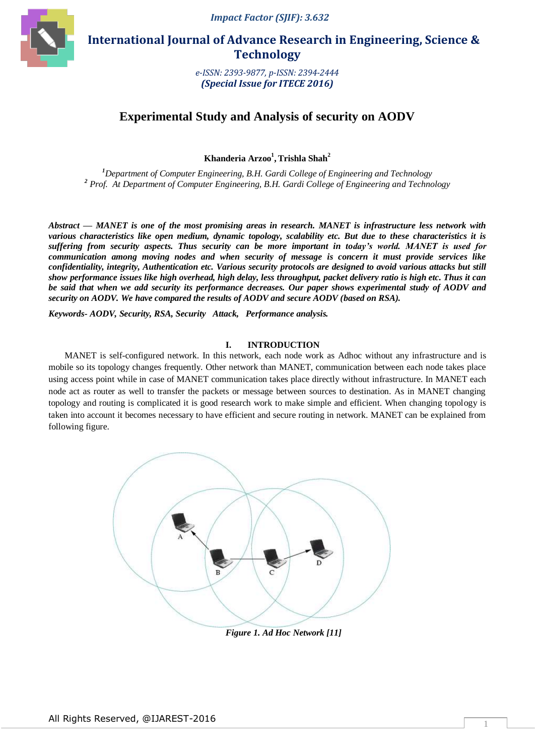# Experimental Study and Analysis of security on AODV

**Khanderia Arzoo[1], Trishla Shah[2]**

[1]*Department of Computer Engineering, B.H. Gardi College of Engineering and Technology*
[2] *Prof. At Department of Computer Engineering, B.H. Gardi College of Engineering and Technology*

***Abstract — MANET is one of the most promising areas in research. MANET is infrastructure less network with various characteristics like open medium, dynamic topology, scalability etc. But due to these characteristics it is suffering from security aspects. Thus security can be more important in today's world. MANET is used for communication among moving nodes and when security of message is concern it must provide services like confidentiality, integrity, Authentication etc. Various security protocols are designed to avoid various attacks but still show performance issues like high overhead, high delay, less throughput, packet delivery ratio is high etc. Thus it can be said that when we add security its performance decreases. Our paper shows experimental study of AODV and security on AODV. We have compared the results of AODV and secure AODV (based on RSA).***

***Keywords- AODV, Security, RSA, Security Attack, Performance analysis.***

## I. INTRODUCTION

MANET is self-configured network. In this network, each node work as Adhoc without any infrastructure and is mobile so its topology changes frequently. Other network than MANET, communication between each node takes place using access point while in case of MANET communication takes place directly without infrastructure. In MANET each node act as router as well to transfer the packets or message between sources to destination. As in MANET changing topology and routing is complicated it is good research work to make simple and efficient. When changing topology is taken into account it becomes necessary to have efficient and secure routing in network. MANET can be explained from following figure.

A
B
C
D

*Figure 1. Ad Hoc Network [11]*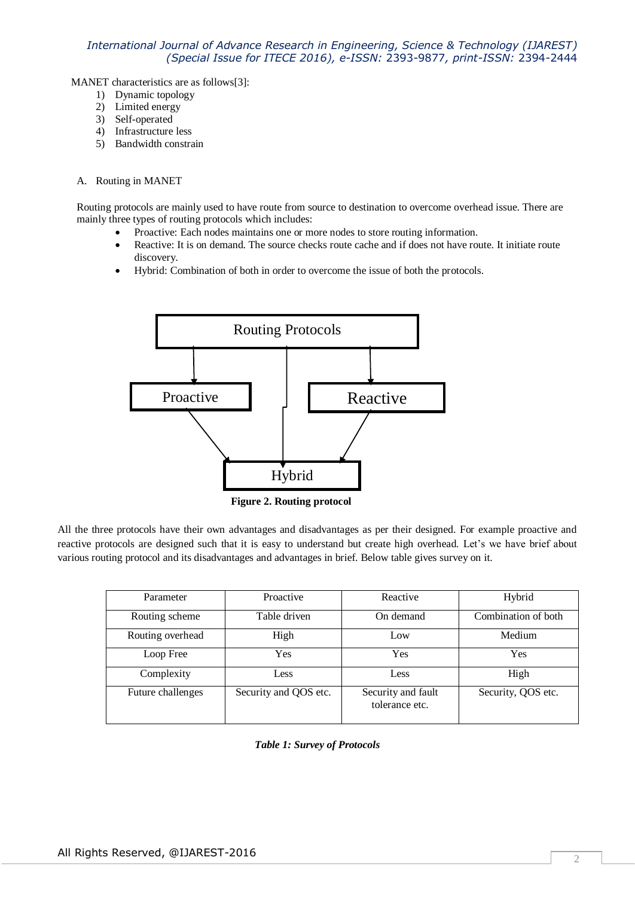MANET characteristics are as follows[3]:

1) Dynamic topology
2) Limited energy
3) Self-operated
4) Infrastructure less
5) Bandwidth constrain

## A. Routing in MANET

Routing protocols are mainly used to have route from source to destination to overcome overhead issue. There are mainly three types of routing protocols which includes:

- Proactive: Each nodes maintains one or more nodes to store routing information.
- Reactive: It is on demand. The source checks route cache and if does not have route. It initiate route discovery.
- Hybrid: Combination of both in order to overcome the issue of both the protocols.

Routing Protocols

Proactive

Reactive

Hybrid

**Figure 2. Routing protocol**

All the three protocols have their own advantages and disadvantages as per their designed. For example proactive and reactive protocols are designed such that it is easy to understand but create high overhead. Let's we have brief about various routing protocol and its disadvantages and advantages in brief. Below table gives survey on it.

| Parameter | Proactive | Reactive | Hybrid |
|---|---|---|---|
| Routing scheme | Table driven | On demand | Combination of both |
| Routing overhead | High | Low | Medium |
| Loop Free | Yes | Yes | Yes |
| Complexity | Less | Less | High |
| Future challenges | Security and QOS etc. | Security and fault tolerance etc. | Security, QOS etc. |

***Table 1: Survey of Protocols***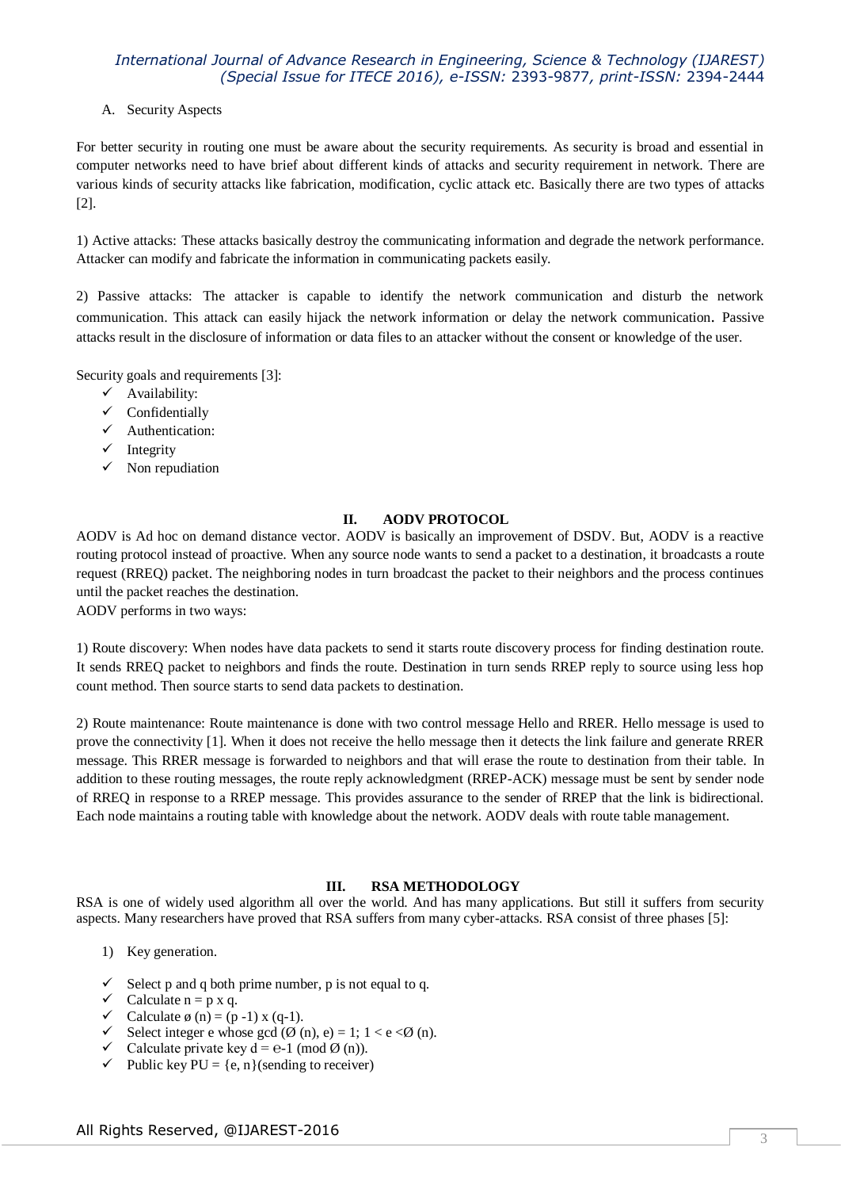A. Security Aspects

For better security in routing one must be aware about the security requirements. As security is broad and essential in computer networks need to have brief about different kinds of attacks and security requirement in network. There are various kinds of security attacks like fabrication, modification, cyclic attack etc. Basically there are two types of attacks [2].

1) Active attacks: These attacks basically destroy the communicating information and degrade the network performance. Attacker can modify and fabricate the information in communicating packets easily.

2) Passive attacks: The attacker is capable to identify the network communication and disturb the network communication. This attack can easily hijack the network information or delay the network communication. Passive attacks result in the disclosure of information or data files to an attacker without the consent or knowledge of the user.

Security goals and requirements [3]:

- ✓ Availability:
- ✓ Confidentially
- ✓ Authentication:
- ✓ Integrity
- ✓ Non repudiation

## II. AODV PROTOCOL

AODV is Ad hoc on demand distance vector. AODV is basically an improvement of DSDV. But, AODV is a reactive routing protocol instead of proactive. When any source node wants to send a packet to a destination, it broadcasts a route request (RREQ) packet. The neighboring nodes in turn broadcast the packet to their neighbors and the process continues until the packet reaches the destination.
AODV performs in two ways:

1) Route discovery: When nodes have data packets to send it starts route discovery process for finding destination route. It sends RREQ packet to neighbors and finds the route. Destination in turn sends RREP reply to source using less hop count method. Then source starts to send data packets to destination.

2) Route maintenance: Route maintenance is done with two control message Hello and RRER. Hello message is used to prove the connectivity [1]. When it does not receive the hello message then it detects the link failure and generate RRER message. This RRER message is forwarded to neighbors and that will erase the route to destination from their table. In addition to these routing messages, the route reply acknowledgment (RREP-ACK) message must be sent by sender node of RREQ in response to a RREP message. This provides assurance to the sender of RREP that the link is bidirectional. Each node maintains a routing table with knowledge about the network. AODV deals with route table management.

## III. RSA METHODOLOGY

RSA is one of widely used algorithm all over the world. And has many applications. But still it suffers from security aspects. Many researchers have proved that RSA suffers from many cyber-attacks. RSA consist of three phases [5]:

1) Key generation.

- ✓ Select p and q both prime number, p is not equal to q.
- ✓ Calculate $n = p \times q$.
- ✓ Calculate $ø(n) = (p - 1) \times (q - 1)$.
- ✓ Select integer e whose $\gcd(Ø(n), e) = 1$; $1 < e < Ø(n)$.
- ✓ Calculate private key $d = e^{-1} \pmod{Ø(n)}$.
- ✓ Public key PU = {e, n}(sending to receiver)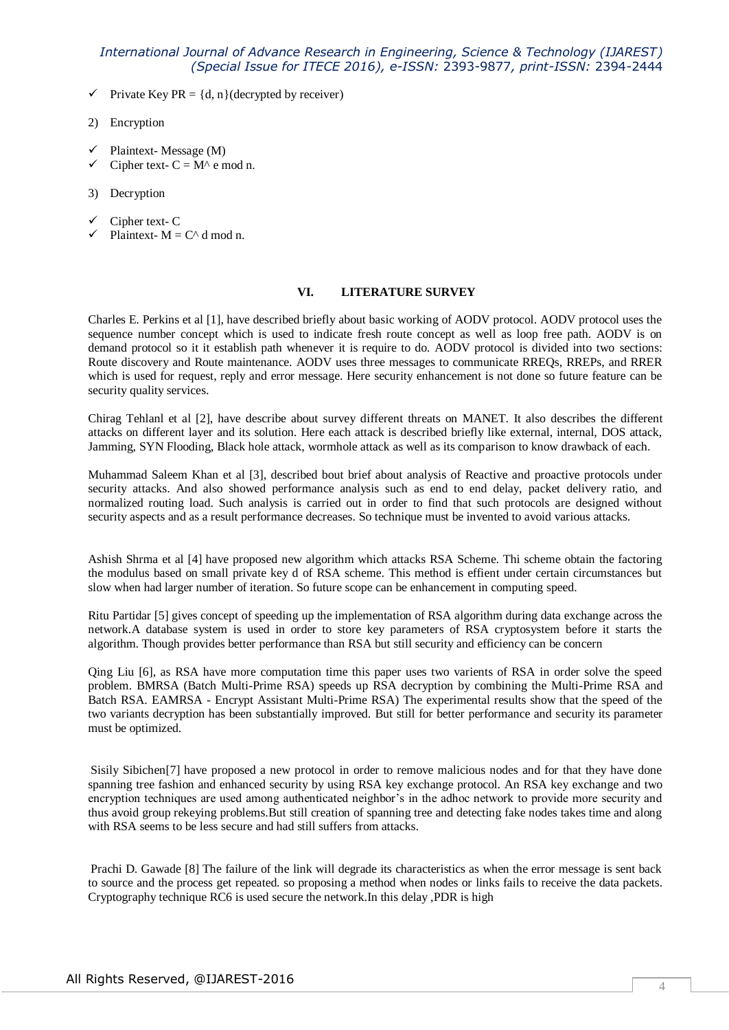- ✓ Private Key PR = {d, n}(decrypted by receiver)

2) Encryption

- ✓ Plaintext- Message (M)
- ✓ Cipher text- $C = M^e \bmod n$.

3) Decryption

- ✓ Cipher text- C
- ✓ Plaintext- $M = C^d \bmod n$.

## VI. LITERATURE SURVEY

Charles E. Perkins et al [1], have described briefly about basic working of AODV protocol. AODV protocol uses the sequence number concept which is used to indicate fresh route concept as well as loop free path. AODV is on demand protocol so it it establish path whenever it is require to do. AODV protocol is divided into two sections: Route discovery and Route maintenance. AODV uses three messages to communicate RREQs, RREPs, and RRER which is used for request, reply and error message. Here security enhancement is not done so future feature can be security quality services.

Chirag Tehlanl et al [2], have describe about survey different threats on MANET. It also describes the different attacks on different layer and its solution. Here each attack is described briefly like external, internal, DOS attack, Jamming, SYN Flooding, Black hole attack, wormhole attack as well as its comparison to know drawback of each.

Muhammad Saleem Khan et al [3], described bout brief about analysis of Reactive and proactive protocols under security attacks. And also showed performance analysis such as end to end delay, packet delivery ratio, and normalized routing load. Such analysis is carried out in order to find that such protocols are designed without security aspects and as a result performance decreases. So technique must be invented to avoid various attacks.

Ashish Shrma et al [4] have proposed new algorithm which attacks RSA Scheme. Thi scheme obtain the factoring the modulus based on small private key d of RSA scheme. This method is effient under certain circumstances but slow when had larger number of iteration. So future scope can be enhancement in computing speed.

Ritu Partidar [5] gives concept of speeding up the implementation of RSA algorithm during data exchange across the network.A database system is used in order to store key parameters of RSA cryptosystem before it starts the algorithm. Though provides better performance than RSA but still security and efficiency can be concern

Qing Liu [6], as RSA have more computation time this paper uses two varients of RSA in order solve the speed problem. BMRSA (Batch Multi-Prime RSA) speeds up RSA decryption by combining the Multi-Prime RSA and Batch RSA. EAMRSA - Encrypt Assistant Multi-Prime RSA) The experimental results show that the speed of the two variants decryption has been substantially improved. But still for better performance and security its parameter must be optimized.

Sisily Sibichen[7] have proposed a new protocol in order to remove malicious nodes and for that they have done spanning tree fashion and enhanced security by using RSA key exchange protocol. An RSA key exchange and two encryption techniques are used among authenticated neighbor's in the adhoc network to provide more security and thus avoid group rekeying problems.But still creation of spanning tree and detecting fake nodes takes time and along with RSA seems to be less secure and had still suffers from attacks.

Prachi D. Gawade [8] The failure of the link will degrade its characteristics as when the error message is sent back to source and the process get repeated. so proposing a method when nodes or links fails to receive the data packets. Cryptography technique RC6 is used secure the network.In this delay ,PDR is high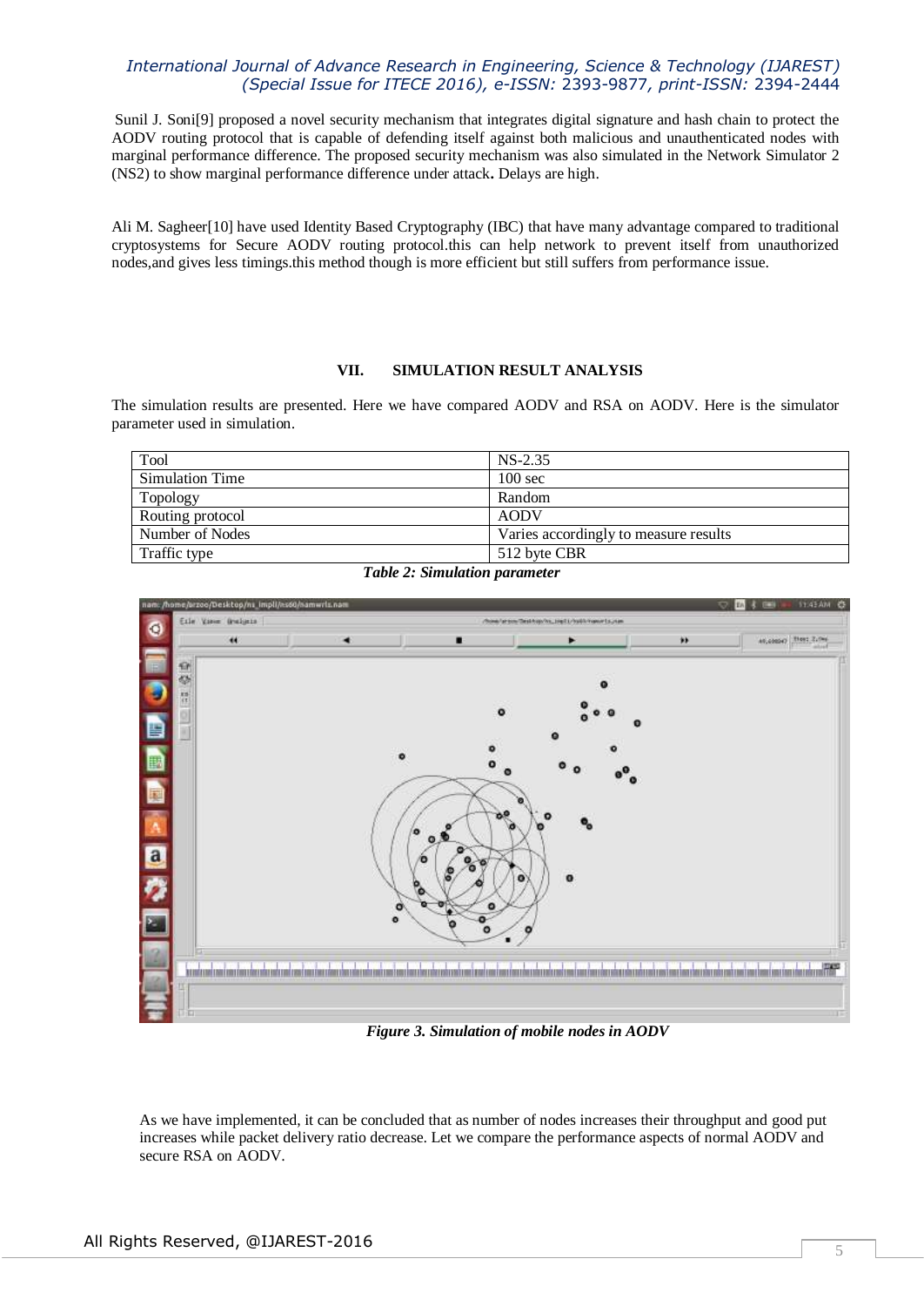Sunil J. Soni[9] proposed a novel security mechanism that integrates digital signature and hash chain to protect the AODV routing protocol that is capable of defending itself against both malicious and unauthenticated nodes with marginal performance difference. The proposed security mechanism was also simulated in the Network Simulator 2 (NS2) to show marginal performance difference under attack**.** Delays are high.

Ali M. Sagheer[10] have used Identity Based Cryptography (IBC) that have many advantage compared to traditional cryptosystems for Secure AODV routing protocol.this can help network to prevent itself from unauthorized nodes,and gives less timings.this method though is more efficient but still suffers from performance issue.

## VII. SIMULATION RESULT ANALYSIS

The simulation results are presented. Here we have compared AODV and RSA on AODV. Here is the simulator parameter used in simulation.

| | |
|---|---|
| Tool | NS-2.35 |
| Simulation Time | 100 sec |
| Topology | Random |
| Routing protocol | AODV |
| Number of Nodes | Varies accordingly to measure results |
| Traffic type | 512 byte CBR |

***Table 2: Simulation parameter***

***Figure 3. Simulation of mobile nodes in AODV***

As we have implemented, it can be concluded that as number of nodes increases their throughput and good put increases while packet delivery ratio decrease. Let we compare the performance aspects of normal AODV and secure RSA on AODV.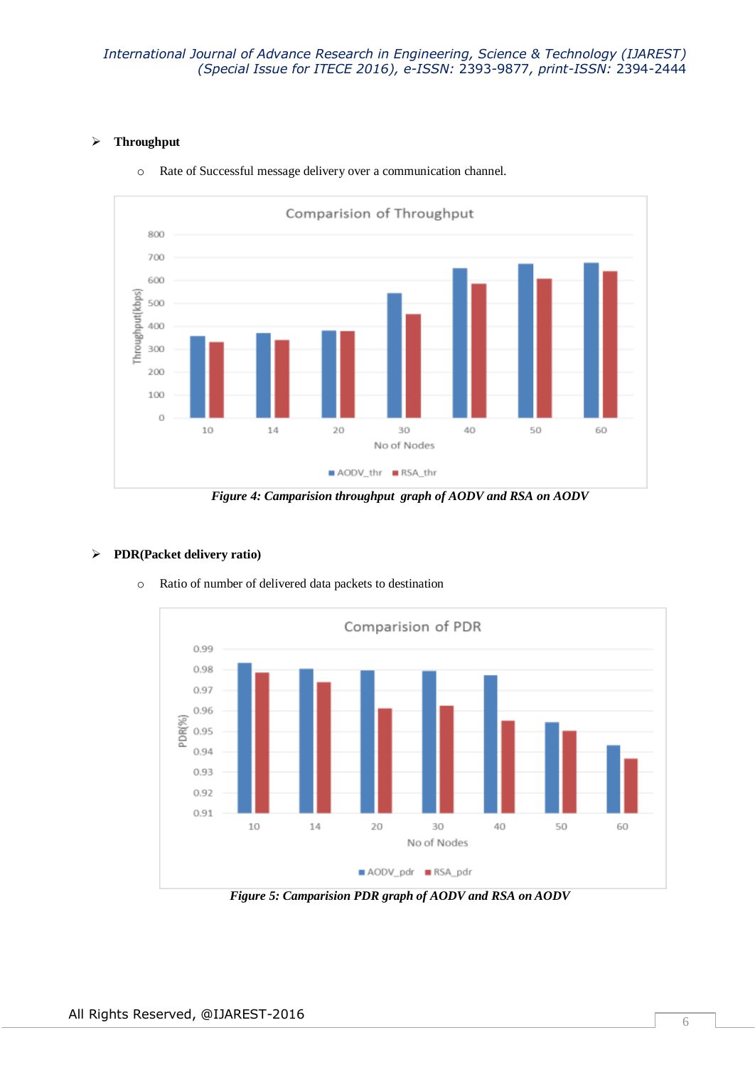- **Throughput**
  - Rate of Successful message delivery over a communication channel.

Comparision of Throughput

800
700
600
500
400
300
200
100
0

Throughput(kbps)

10 14 20 30 40 50 60

No of Nodes

AODV_thr RSA_thr

*Figure 4: Camparision throughput graph of AODV and RSA on AODV*

- **PDR(Packet delivery ratio)**
  - Ratio of number of delivered data packets to destination

Comparision of PDR

0.99
0.98
0.97
0.96
0.95
0.94
0.93
0.92
0.91

PDR(%)

10 14 20 30 40 50 60

No of Nodes

AODV_pdr RSA_pdr

*Figure 5: Camparision PDR graph of AODV and RSA on AODV*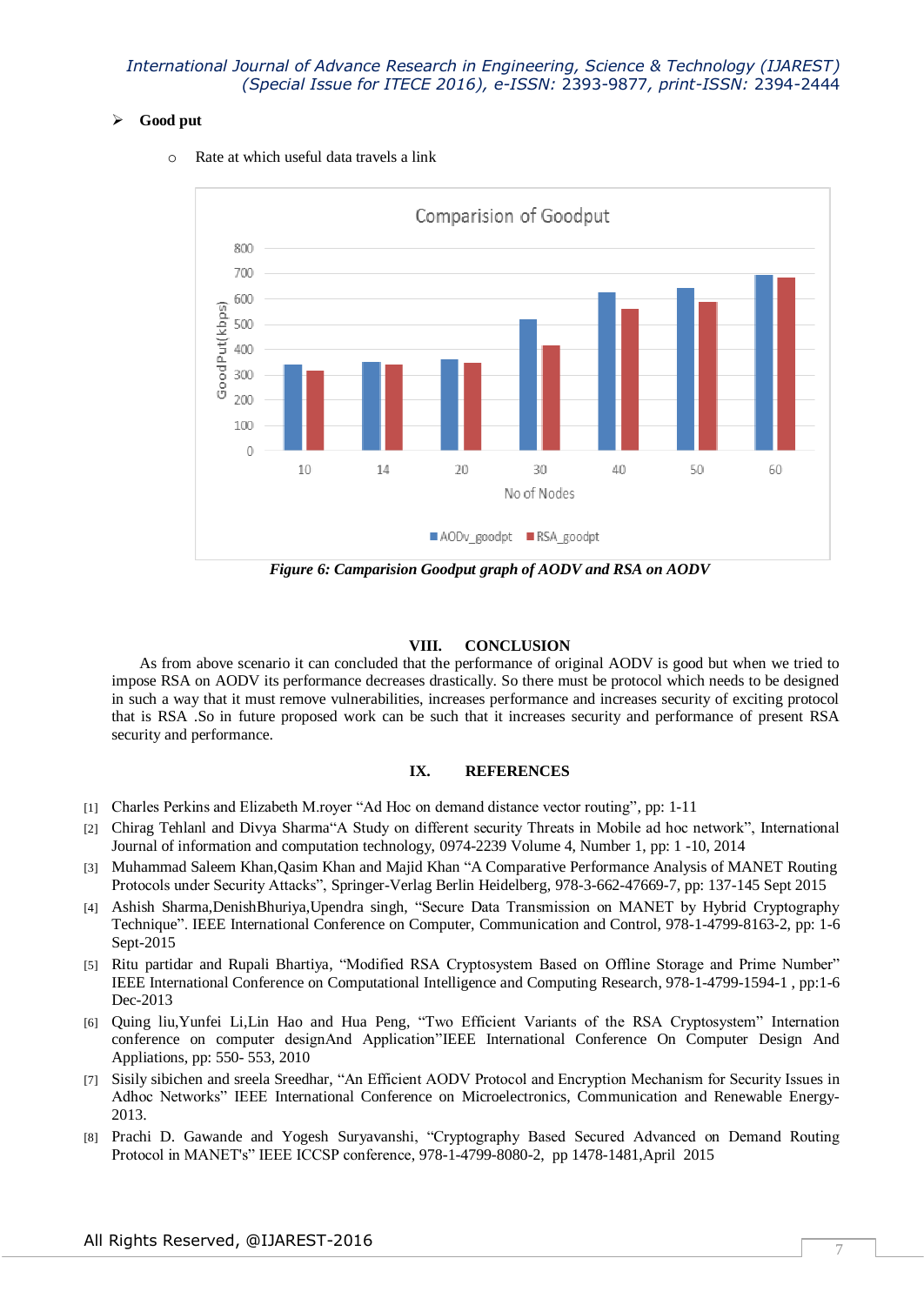- **Good put**
  - Rate at which useful data travels a link

Comparision of Goodput

GoodPut(kbps)

800
700
600
500
400
300
200
100
0

10 14 20 30 40 50 60

No of Nodes

AODv_goodpt RSA_goodpt

*Figure 6: Camparision Goodput graph of AODV and RSA on AODV*

## VIII. CONCLUSION

As from above scenario it can concluded that the performance of original AODV is good but when we tried to impose RSA on AODV its performance decreases drastically. So there must be protocol which needs to be designed in such a way that it must remove vulnerabilities, increases performance and increases security of exciting protocol that is RSA .So in future proposed work can be such that it increases security and performance of present RSA security and performance.

## IX. REFERENCES

[1] Charles Perkins and Elizabeth M.royer "Ad Hoc on demand distance vector routing", pp: 1-11

[2] Chirag Tehlanl and Divya Sharma"A Study on different security Threats in Mobile ad hoc network", International Journal of information and computation technology, 0974-2239 Volume 4, Number 1, pp: 1 -10, 2014

[3] Muhammad Saleem Khan,Qasim Khan and Majid Khan "A Comparative Performance Analysis of MANET Routing Protocols under Security Attacks", Springer-Verlag Berlin Heidelberg, 978-3-662-47669-7, pp: 137-145 Sept 2015

[4] Ashish Sharma,DenishBhuriya,Upendra singh, "Secure Data Transmission on MANET by Hybrid Cryptography Technique". IEEE International Conference on Computer, Communication and Control, 978-1-4799-8163-2, pp: 1-6 Sept-2015

[5] Ritu partidar and Rupali Bhartiya, "Modified RSA Cryptosystem Based on Offline Storage and Prime Number" IEEE International Conference on Computational Intelligence and Computing Research, 978-1-4799-1594-1 , pp:1-6 Dec-2013

[6] Quing liu,Yunfei Li,Lin Hao and Hua Peng, "Two Efficient Variants of the RSA Cryptosystem" Internation conference on computer designAnd Application"IEEE International Conference On Computer Design And Appliations, pp: 550- 553, 2010

[7] Sisily sibichen and sreela Sreedhar, "An Efficient AODV Protocol and Encryption Mechanism for Security Issues in Adhoc Networks" IEEE International Conference on Microelectronics, Communication and Renewable Energy-2013.

[8] Prachi D. Gawande and Yogesh Suryavanshi, "Cryptography Based Secured Advanced on Demand Routing Protocol in MANET's" IEEE ICCSP conference, 978-1-4799-8080-2, pp 1478-1481,April 2015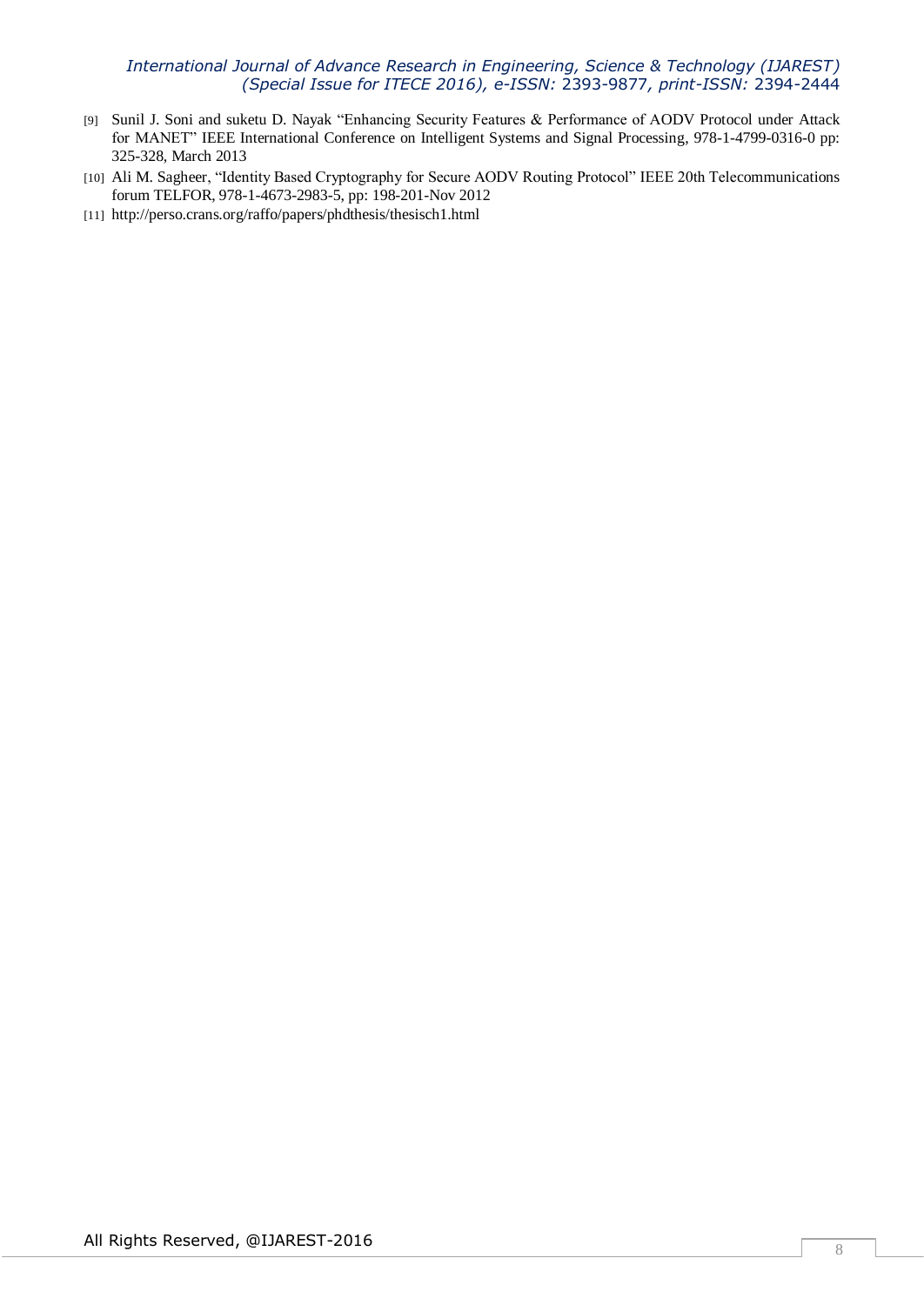[9] Sunil J. Soni and suketu D. Nayak "Enhancing Security Features & Performance of AODV Protocol under Attack for MANET" IEEE International Conference on Intelligent Systems and Signal Processing, 978-1-4799-0316-0 pp: 325-328, March 2013

[10] Ali M. Sagheer, "Identity Based Cryptography for Secure AODV Routing Protocol" IEEE 20th Telecommunications forum TELFOR, 978-1-4673-2983-5, pp: 198-201-Nov 2012

[11] http://perso.crans.org/raffo/papers/phdthesis/thesisch1.html